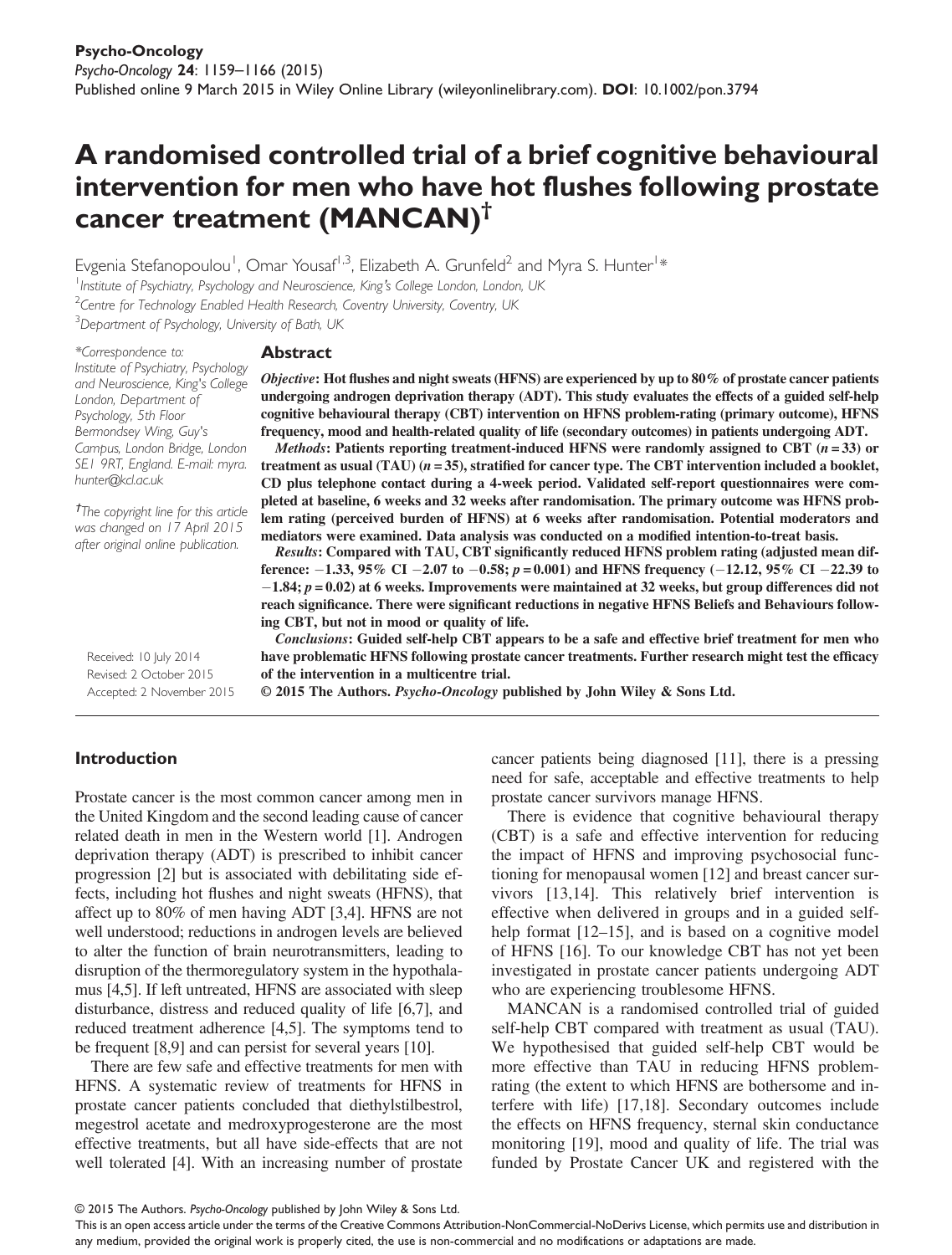Psycho-Oncology

*Psycho-Oncology* **24**: 1159–1166 (2015)

Published online 9 March 2015 in Wiley Online Library (wileyonlinelibrary.com). **DOI**: 10.1002/pon.3794

# A randomised controlled trial of a brief cognitive behavioural intervention for men who have hot flushes following prostate cancer treatment (MANCAN)†

Evgenia Stefanopoulou[1], Omar Yousaf[1,3], Elizabeth A. Grunfeld[2] and Myra S. Hunter[1]*

[1]Institute of Psychiatry, Psychology and Neuroscience, King's College London, London, UK

[2]Centre for Technology Enabled Health Research, Coventry University, Coventry, UK

[3]Department of Psychology, University of Bath, UK

*Correspondence to: Institute of Psychiatry, Psychology and Neuroscience, King's College London, Department of Psychology, 5th Floor Bermondsey Wing, Guy's Campus, London Bridge, London SE1 9RT, England. E-mail: myra.hunter@kcl.ac.uk

†The copyright line for this article was changed on 17 April 2015 after original online publication.

Received: 10 July 2014
Revised: 2 October 2015
Accepted: 2 November 2015

## Abstract

***Objective***: **Hot flushes and night sweats (HFNS) are experienced by up to 80% of prostate cancer patients undergoing androgen deprivation therapy (ADT). This study evaluates the effects of a guided self-help cognitive behavioural therapy (CBT) intervention on HFNS problem-rating (primary outcome), HFNS frequency, mood and health-related quality of life (secondary outcomes) in patients undergoing ADT.**

***Methods***: **Patients reporting treatment-induced HFNS were randomly assigned to CBT ($n = 33$) or treatment as usual (TAU) ($n = 35$), stratified for cancer type. The CBT intervention included a booklet, CD plus telephone contact during a 4-week period. Validated self-report questionnaires were completed at baseline, 6 weeks and 32 weeks after randomisation. The primary outcome was HFNS problem rating (perceived burden of HFNS) at 6 weeks after randomisation. Potential moderators and mediators were examined. Data analysis was conducted on a modified intention-to-treat basis.**

***Results***: **Compared with TAU, CBT significantly reduced HFNS problem rating (adjusted mean difference: −1.33, 95% CI −2.07 to −0.58; $p = 0.001$) and HFNS frequency (−12.12, 95% CI −22.39 to −1.84; $p = 0.02$) at 6 weeks. Improvements were maintained at 32 weeks, but group differences did not reach significance. There were significant reductions in negative HFNS Beliefs and Behaviours following CBT, but not in mood or quality of life.**

***Conclusions***: **Guided self-help CBT appears to be a safe and effective brief treatment for men who have problematic HFNS following prostate cancer treatments. Further research might test the efficacy of the intervention in a multicentre trial.**

**© 2015 The Authors. *Psycho-Oncology* published by John Wiley & Sons Ltd.**

## Introduction

Prostate cancer is the most common cancer among men in the United Kingdom and the second leading cause of cancer related death in men in the Western world [1]. Androgen deprivation therapy (ADT) is prescribed to inhibit cancer progression [2] but is associated with debilitating side effects, including hot flushes and night sweats (HFNS), that affect up to 80% of men having ADT [3,4]. HFNS are not well understood; reductions in androgen levels are believed to alter the function of brain neurotransmitters, leading to disruption of the thermoregulatory system in the hypothalamus [4,5]. If left untreated, HFNS are associated with sleep disturbance, distress and reduced quality of life [6,7], and reduced treatment adherence [4,5]. The symptoms tend to be frequent [8,9] and can persist for several years [10].

There are few safe and effective treatments for men with HFNS. A systematic review of treatments for HFNS in prostate cancer patients concluded that diethylstilbestrol, megestrol acetate and medroxyprogesterone are the most effective treatments, but all have side-effects that are not well tolerated [4]. With an increasing number of prostate cancer patients being diagnosed [11], there is a pressing need for safe, acceptable and effective treatments to help prostate cancer survivors manage HFNS.

There is evidence that cognitive behavioural therapy (CBT) is a safe and effective intervention for reducing the impact of HFNS and improving psychosocial functioning for menopausal women [12] and breast cancer survivors [13,14]. This relatively brief intervention is effective when delivered in groups and in a guided self-help format [12–15], and is based on a cognitive model of HFNS [16]. To our knowledge CBT has not yet been investigated in prostate cancer patients undergoing ADT who are experiencing troublesome HFNS.

MANCAN is a randomised controlled trial of guided self-help CBT compared with treatment as usual (TAU). We hypothesised that guided self-help CBT would be more effective than TAU in reducing HFNS problem-rating (the extent to which HFNS are bothersome and interfere with life) [17,18]. Secondary outcomes include the effects on HFNS frequency, sternal skin conductance monitoring [19], mood and quality of life. The trial was funded by Prostate Cancer UK and registered with the

© 2015 The Authors. *Psycho-Oncology* published by John Wiley & Sons Ltd.

This is an open access article under the terms of the Creative Commons Attribution-NonCommercial-NoDerivs License, which permits use and distribution in any medium, provided the original work is properly cited, the use is non-commercial and no modifications or adaptations are made.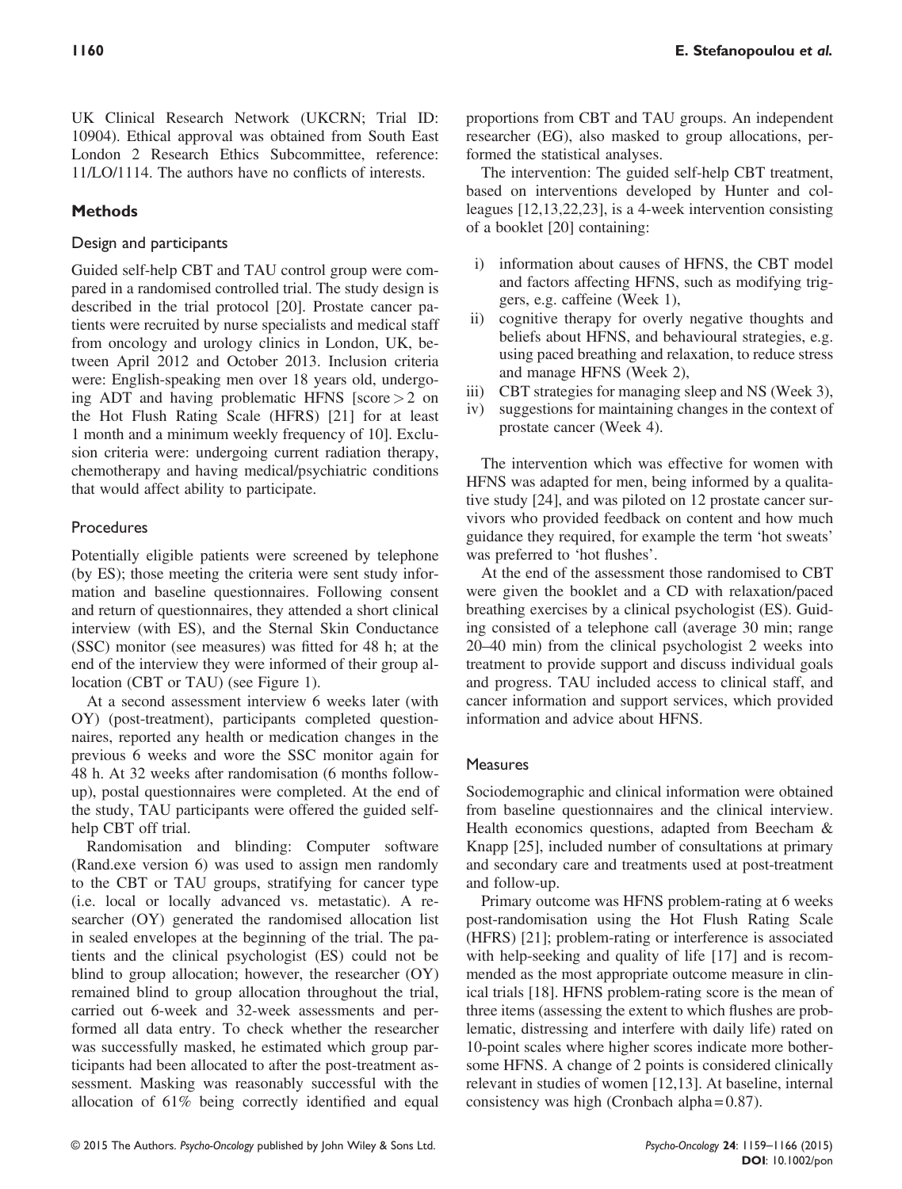UK Clinical Research Network (UKCRN; Trial ID: 10904). Ethical approval was obtained from South East London 2 Research Ethics Subcommittee, reference: 11/LO/1114. The authors have no conflicts of interests.

## Methods

### Design and participants

Guided self-help CBT and TAU control group were compared in a randomised controlled trial. The study design is described in the trial protocol [20]. Prostate cancer patients were recruited by nurse specialists and medical staff from oncology and urology clinics in London, UK, between April 2012 and October 2013. Inclusion criteria were: English-speaking men over 18 years old, undergoing ADT and having problematic HFNS [score > 2 on the Hot Flush Rating Scale (HFRS) [21] for at least 1 month and a minimum weekly frequency of 10]. Exclusion criteria were: undergoing current radiation therapy, chemotherapy and having medical/psychiatric conditions that would affect ability to participate.

### Procedures

Potentially eligible patients were screened by telephone (by ES); those meeting the criteria were sent study information and baseline questionnaires. Following consent and return of questionnaires, they attended a short clinical interview (with ES), and the Sternal Skin Conductance (SSC) monitor (see measures) was fitted for 48 h; at the end of the interview they were informed of their group allocation (CBT or TAU) (see Figure 1).

At a second assessment interview 6 weeks later (with OY) (post-treatment), participants completed questionnaires, reported any health or medication changes in the previous 6 weeks and wore the SSC monitor again for 48 h. At 32 weeks after randomisation (6 months follow-up), postal questionnaires were completed. At the end of the study, TAU participants were offered the guided self-help CBT off trial.

Randomisation and blinding: Computer software (Rand.exe version 6) was used to assign men randomly to the CBT or TAU groups, stratifying for cancer type (i.e. local or locally advanced vs. metastatic). A researcher (OY) generated the randomised allocation list in sealed envelopes at the beginning of the trial. The patients and the clinical psychologist (ES) could not be blind to group allocation; however, the researcher (OY) remained blind to group allocation throughout the trial, carried out 6-week and 32-week assessments and performed all data entry. To check whether the researcher was successfully masked, he estimated which group participants had been allocated to after the post-treatment assessment. Masking was reasonably successful with the allocation of 61% being correctly identified and equal proportions from CBT and TAU groups. An independent researcher (EG), also masked to group allocations, performed the statistical analyses.

The intervention: The guided self-help CBT treatment, based on interventions developed by Hunter and colleagues [12,13,22,23], is a 4-week intervention consisting of a booklet [20] containing:

i) information about causes of HFNS, the CBT model and factors affecting HFNS, such as modifying triggers, e.g. caffeine (Week 1),
ii) cognitive therapy for overly negative thoughts and beliefs about HFNS, and behavioural strategies, e.g. using paced breathing and relaxation, to reduce stress and manage HFNS (Week 2),
iii) CBT strategies for managing sleep and NS (Week 3),
iv) suggestions for maintaining changes in the context of prostate cancer (Week 4).

The intervention which was effective for women with HFNS was adapted for men, being informed by a qualitative study [24], and was piloted on 12 prostate cancer survivors who provided feedback on content and how much guidance they required, for example the term 'hot sweats' was preferred to 'hot flushes'.

At the end of the assessment those randomised to CBT were given the booklet and a CD with relaxation/paced breathing exercises by a clinical psychologist (ES). Guiding consisted of a telephone call (average 30 min; range 20–40 min) from the clinical psychologist 2 weeks into treatment to provide support and discuss individual goals and progress. TAU included access to clinical staff, and cancer information and support services, which provided information and advice about HFNS.

### Measures

Sociodemographic and clinical information were obtained from baseline questionnaires and the clinical interview. Health economics questions, adapted from Beecham & Knapp [25], included number of consultations at primary and secondary care and treatments used at post-treatment and follow-up.

Primary outcome was HFNS problem-rating at 6 weeks post-randomisation using the Hot Flush Rating Scale (HFRS) [21]; problem-rating or interference is associated with help-seeking and quality of life [17] and is recommended as the most appropriate outcome measure in clinical trials [18]. HFNS problem-rating score is the mean of three items (assessing the extent to which flushes are problematic, distressing and interfere with daily life) rated on 10-point scales where higher scores indicate more bothersome HFNS. A change of 2 points is considered clinically relevant in studies of women [12,13]. At baseline, internal consistency was high (Cronbach alpha = 0.87).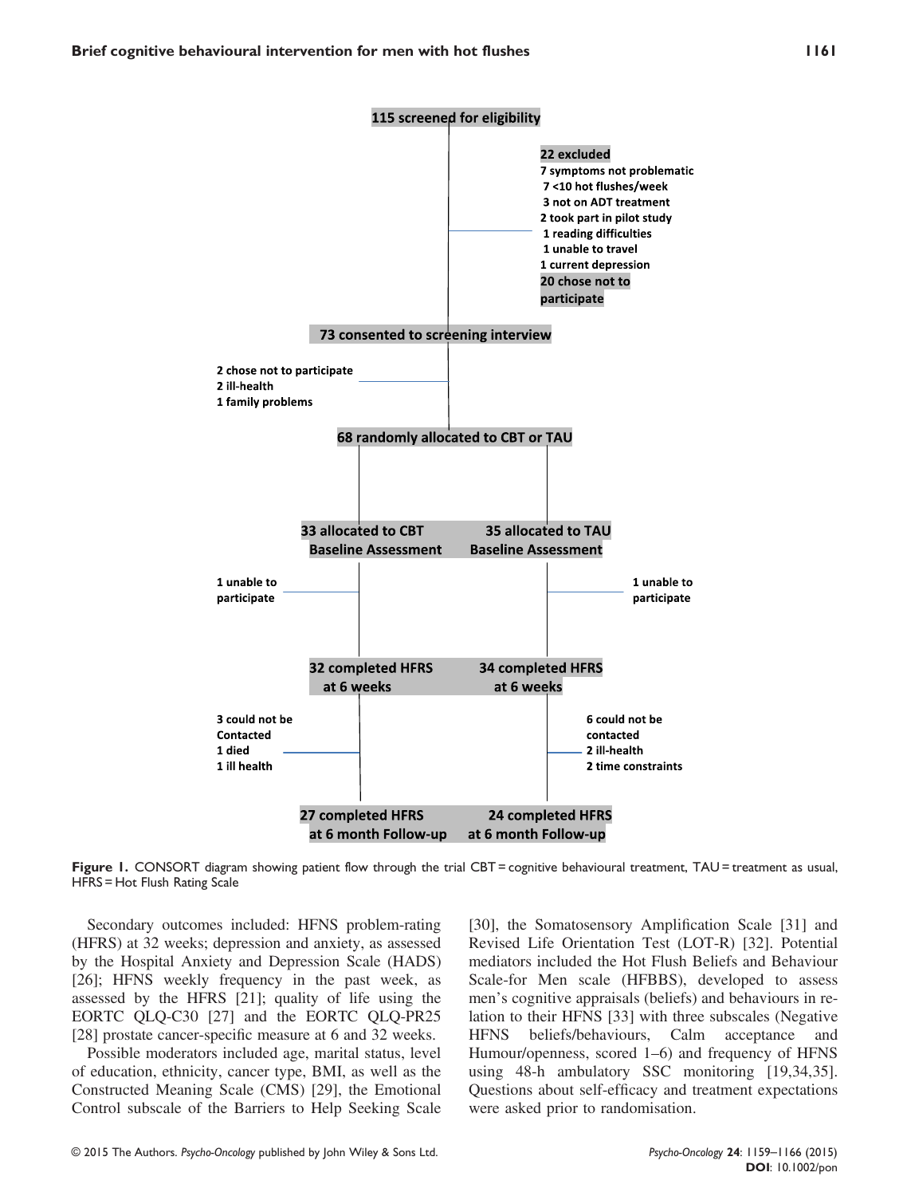115 screened for eligibility

22 excluded
7 symptoms not problematic
7 <10 hot flushes/week
3 not on ADT treatment
2 took part in pilot study
1 reading difficulties
1 unable to travel
1 current depression
20 chose not to participate

73 consented to screening interview

2 chose not to participate
2 ill-health
1 family problems

68 randomly allocated to CBT or TAU

33 allocated to CBT Baseline Assessment

35 allocated to TAU Baseline Assessment

1 unable to participate

1 unable to participate

32 completed HFRS at 6 weeks

34 completed HFRS at 6 weeks

3 could not be Contacted
1 died
1 ill health

6 could not be contacted
2 ill-health
2 time constraints

27 completed HFRS at 6 month Follow-up

24 completed HFRS at 6 month Follow-up

**Figure 1.** CONSORT diagram showing patient flow through the trial CBT = cognitive behavioural treatment, TAU = treatment as usual, HFRS = Hot Flush Rating Scale

Secondary outcomes included: HFNS problem-rating (HFRS) at 32 weeks; depression and anxiety, as assessed by the Hospital Anxiety and Depression Scale (HADS) [26]; HFNS weekly frequency in the past week, as assessed by the HFRS [21]; quality of life using the EORTC QLQ-C30 [27] and the EORTC QLQ-PR25 [28] prostate cancer-specific measure at 6 and 32 weeks.

Possible moderators included age, marital status, level of education, ethnicity, cancer type, BMI, as well as the Constructed Meaning Scale (CMS) [29], the Emotional Control subscale of the Barriers to Help Seeking Scale [30], the Somatosensory Amplification Scale [31] and Revised Life Orientation Test (LOT-R) [32]. Potential mediators included the Hot Flush Beliefs and Behaviour Scale-for Men scale (HFBBS), developed to assess men's cognitive appraisals (beliefs) and behaviours in relation to their HFNS [33] with three subscales (Negative HFNS beliefs/behaviours, Calm acceptance and Humour/openness, scored 1–6) and frequency of HFNS using 48-h ambulatory SSC monitoring [19,34,35]. Questions about self-efficacy and treatment expectations were asked prior to randomisation.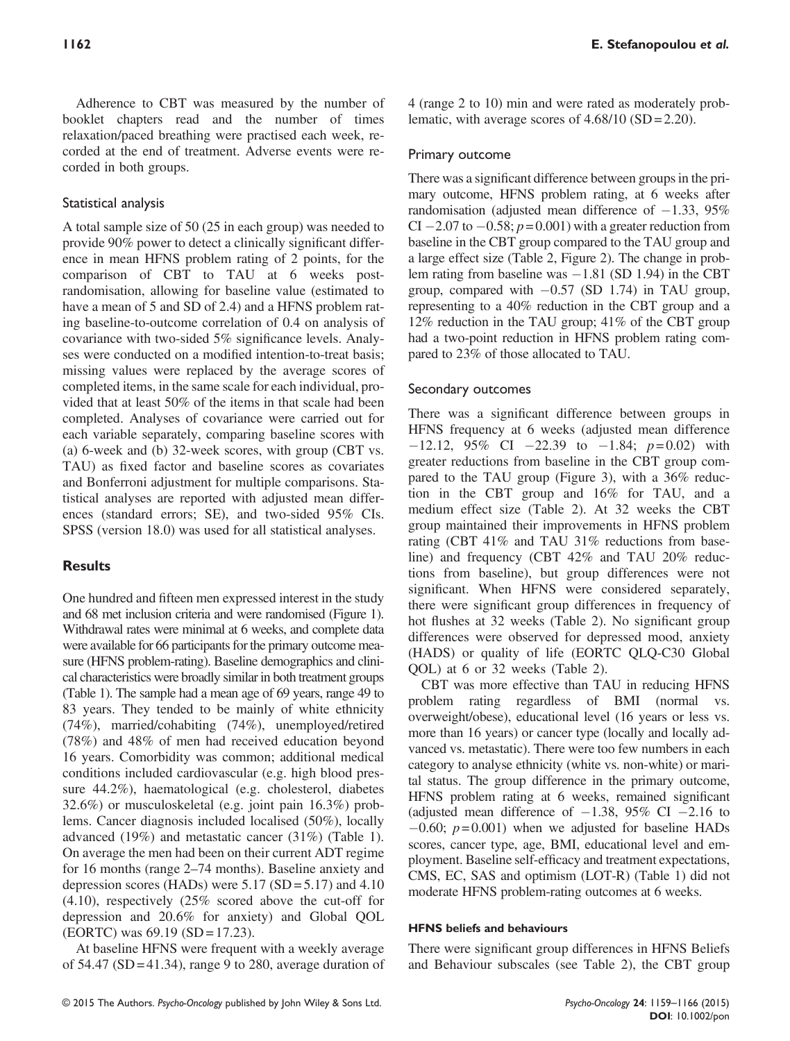Adherence to CBT was measured by the number of booklet chapters read and the number of times relaxation/paced breathing were practised each week, recorded at the end of treatment. Adverse events were recorded in both groups.

### Statistical analysis

A total sample size of 50 (25 in each group) was needed to provide 90% power to detect a clinically significant difference in mean HFNS problem rating of 2 points, for the comparison of CBT to TAU at 6 weeks post-randomisation, allowing for baseline value (estimated to have a mean of 5 and SD of 2.4) and a HFNS problem rating baseline-to-outcome correlation of 0.4 on analysis of covariance with two-sided 5% significance levels. Analyses were conducted on a modified intention-to-treat basis; missing values were replaced by the average scores of completed items, in the same scale for each individual, provided that at least 50% of the items in that scale had been completed. Analyses of covariance were carried out for each variable separately, comparing baseline scores with (a) 6-week and (b) 32-week scores, with group (CBT vs. TAU) as fixed factor and baseline scores as covariates and Bonferroni adjustment for multiple comparisons. Statistical analyses are reported with adjusted mean differences (standard errors; SE), and two-sided 95% CIs. SPSS (version 18.0) was used for all statistical analyses.

## Results

One hundred and fifteen men expressed interest in the study and 68 met inclusion criteria and were randomised (Figure 1). Withdrawal rates were minimal at 6 weeks, and complete data were available for 66 participants for the primary outcome measure (HFNS problem-rating). Baseline demographics and clinical characteristics were broadly similar in both treatment groups (Table 1). The sample had a mean age of 69 years, range 49 to 83 years. They tended to be mainly of white ethnicity (74%), married/cohabiting (74%), unemployed/retired (78%) and 48% of men had received education beyond 16 years. Comorbidity was common; additional medical conditions included cardiovascular (e.g. high blood pressure 44.2%), haematological (e.g. cholesterol, diabetes 32.6%) or musculoskeletal (e.g. joint pain 16.3%) problems. Cancer diagnosis included localised (50%), locally advanced (19%) and metastatic cancer (31%) (Table 1). On average the men had been on their current ADT regime for 16 months (range 2–74 months). Baseline anxiety and depression scores (HADs) were 5.17 (SD = 5.17) and 4.10 (4.10), respectively (25% scored above the cut-off for depression and 20.6% for anxiety) and Global QOL (EORTC) was 69.19 (SD = 17.23).

At baseline HFNS were frequent with a weekly average of 54.47 (SD = 41.34), range 9 to 280, average duration of 4 (range 2 to 10) min and were rated as moderately problematic, with average scores of 4.68/10 (SD = 2.20).

### Primary outcome

There was a significant difference between groups in the primary outcome, HFNS problem rating, at 6 weeks after randomisation (adjusted mean difference of −1.33, 95% CI −2.07 to −0.58; $p = 0.001$) with a greater reduction from baseline in the CBT group compared to the TAU group and a large effect size (Table 2, Figure 2). The change in problem rating from baseline was −1.81 (SD 1.94) in the CBT group, compared with −0.57 (SD 1.74) in TAU group, representing to a 40% reduction in the CBT group and a 12% reduction in the TAU group; 41% of the CBT group had a two-point reduction in HFNS problem rating compared to 23% of those allocated to TAU.

### Secondary outcomes

There was a significant difference between groups in HFNS frequency at 6 weeks (adjusted mean difference −12.12, 95% CI −22.39 to −1.84; $p = 0.02$) with greater reductions from baseline in the CBT group compared to the TAU group (Figure 3), with a 36% reduction in the CBT group and 16% for TAU, and a medium effect size (Table 2). At 32 weeks the CBT group maintained their improvements in HFNS problem rating (CBT 41% and TAU 31% reductions from baseline) and frequency (CBT 42% and TAU 20% reductions from baseline), but group differences were not significant. When HFNS were considered separately, there were significant group differences in frequency of hot flushes at 32 weeks (Table 2). No significant group differences were observed for depressed mood, anxiety (HADS) or quality of life (EORTC QLQ-C30 Global QOL) at 6 or 32 weeks (Table 2).

CBT was more effective than TAU in reducing HFNS problem rating regardless of BMI (normal vs. overweight/obese), educational level (16 years or less vs. more than 16 years) or cancer type (locally and locally advanced vs. metastatic). There were too few numbers in each category to analyse ethnicity (white vs. non-white) or marital status. The group difference in the primary outcome, HFNS problem rating at 6 weeks, remained significant (adjusted mean difference of −1.38, 95% CI −2.16 to −0.60; $p = 0.001$) when we adjusted for baseline HADs scores, cancer type, age, BMI, educational level and employment. Baseline self-efficacy and treatment expectations, CMS, EC, SAS and optimism (LOT-R) (Table 1) did not moderate HFNS problem-rating outcomes at 6 weeks.

#### HFNS beliefs and behaviours

There were significant group differences in HFNS Beliefs and Behaviour subscales (see Table 2), the CBT group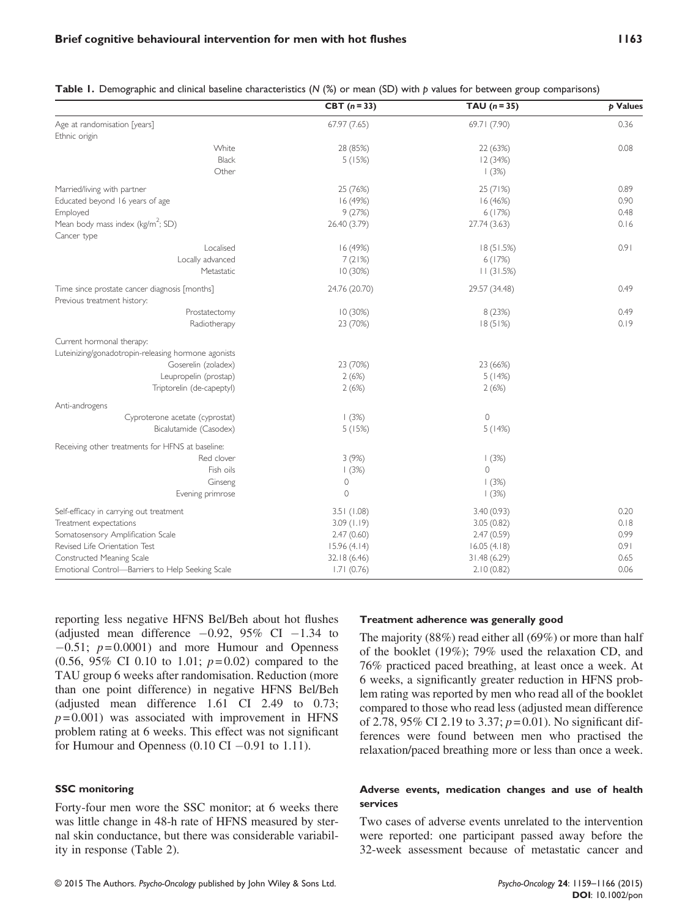**Table 1.** Demographic and clinical baseline characteristics (N (%) or mean (SD) with p values for between group comparisons)

| | CBT ($n = 33$) | TAU ($n = 35$) | p Values |
|---|---|---|---|
| Age at randomisation [years] | 67.97 (7.65) | 69.71 (7.90) | 0.36 |
| Ethnic origin | | | |
| White | 28 (85%) | 22 (63%) | 0.08 |
| Black | 5 (15%) | 12 (34%) | |
| Other | | 1 (3%) | |
| Married/living with partner | 25 (76%) | 25 (71%) | 0.89 |
| Educated beyond 16 years of age | 16 (49%) | 16 (46%) | 0.90 |
| Employed | 9 (27%) | 6 (17%) | 0.48 |
| Mean body mass index (kg/m$^2$; SD) | 26.40 (3.79) | 27.74 (3.63) | 0.16 |
| Cancer type | | | |
| Localised | 16 (49%) | 18 (51.5%) | 0.91 |
| Locally advanced | 7 (21%) | 6 (17%) | |
| Metastatic | 10 (30%) | 11 (31.5%) | |
| Time since prostate cancer diagnosis [months] | 24.76 (20.70) | 29.57 (34.48) | 0.49 |
| Previous treatment history: | | | |
| Prostatectomy | 10 (30%) | 8 (23%) | 0.49 |
| Radiotherapy | 23 (70%) | 18 (51%) | 0.19 |
| Current hormonal therapy: | | | |
| Luteinizing/gonadotropin-releasing hormone agonists | | | |
| Goserelin (zoladex) | 23 (70%) | 23 (66%) | |
| Leupropelin (prostap) | 2 (6%) | 5 (14%) | |
| Triptorelin (de-capeptyl) | 2 (6%) | 2 (6%) | |
| Anti-androgens | | | |
| Cyproterone acetate (cyprostat) | 1 (3%) | 0 | |
| Bicalutamide (Casodex) | 5 (15%) | 5 (14%) | |
| Receiving other treatments for HFNS at baseline: | | | |
| Red clover | 3 (9%) | 1 (3%) | |
| Fish oils | 1 (3%) | 0 | |
| Ginseng | 0 | 1 (3%) | |
| Evening primrose | 0 | 1 (3%) | |
| Self-efficacy in carrying out treatment | 3.51 (1.08) | 3.40 (0.93) | 0.20 |
| Treatment expectations | 3.09 (1.19) | 3.05 (0.82) | 0.18 |
| Somatosensory Amplification Scale | 2.47 (0.60) | 2.47 (0.59) | 0.99 |
| Revised Life Orientation Test | 15.96 (4.14) | 16.05 (4.18) | 0.91 |
| Constructed Meaning Scale | 32.18 (6.46) | 31.48 (6.29) | 0.65 |
| Emotional Control—Barriers to Help Seeking Scale | 1.71 (0.76) | 2.10 (0.82) | 0.06 |

reporting less negative HFNS Bel/Beh about hot flushes (adjusted mean difference $-0.92$, 95% CI $-1.34$ to $-0.51$; $p = 0.0001$) and more Humour and Openness (0.56, 95% CI 0.10 to 1.01; $p = 0.02$) compared to the TAU group 6 weeks after randomisation. Reduction (more than one point difference) in negative HFNS Bel/Beh (adjusted mean difference 1.61 CI 2.49 to 0.73; $p = 0.001$) was associated with improvement in HFNS problem rating at 6 weeks. This effect was not significant for Humour and Openness (0.10 CI $-0.91$ to 1.11).

#### SSC monitoring

Forty-four men wore the SSC monitor; at 6 weeks there was little change in 48-h rate of HFNS measured by sternal skin conductance, but there was considerable variability in response (Table 2).

#### Treatment adherence was generally good

The majority (88%) read either all (69%) or more than half of the booklet (19%); 79% used the relaxation CD, and 76% practiced paced breathing, at least once a week. At 6 weeks, a significantly greater reduction in HFNS problem rating was reported by men who read all of the booklet compared to those who read less (adjusted mean difference of 2.78, 95% CI 2.19 to 3.37; $p = 0.01$). No significant differences were found between men who practised the relaxation/paced breathing more or less than once a week.

#### Adverse events, medication changes and use of health services

Two cases of adverse events unrelated to the intervention were reported: one participant passed away before the 32-week assessment because of metastatic cancer and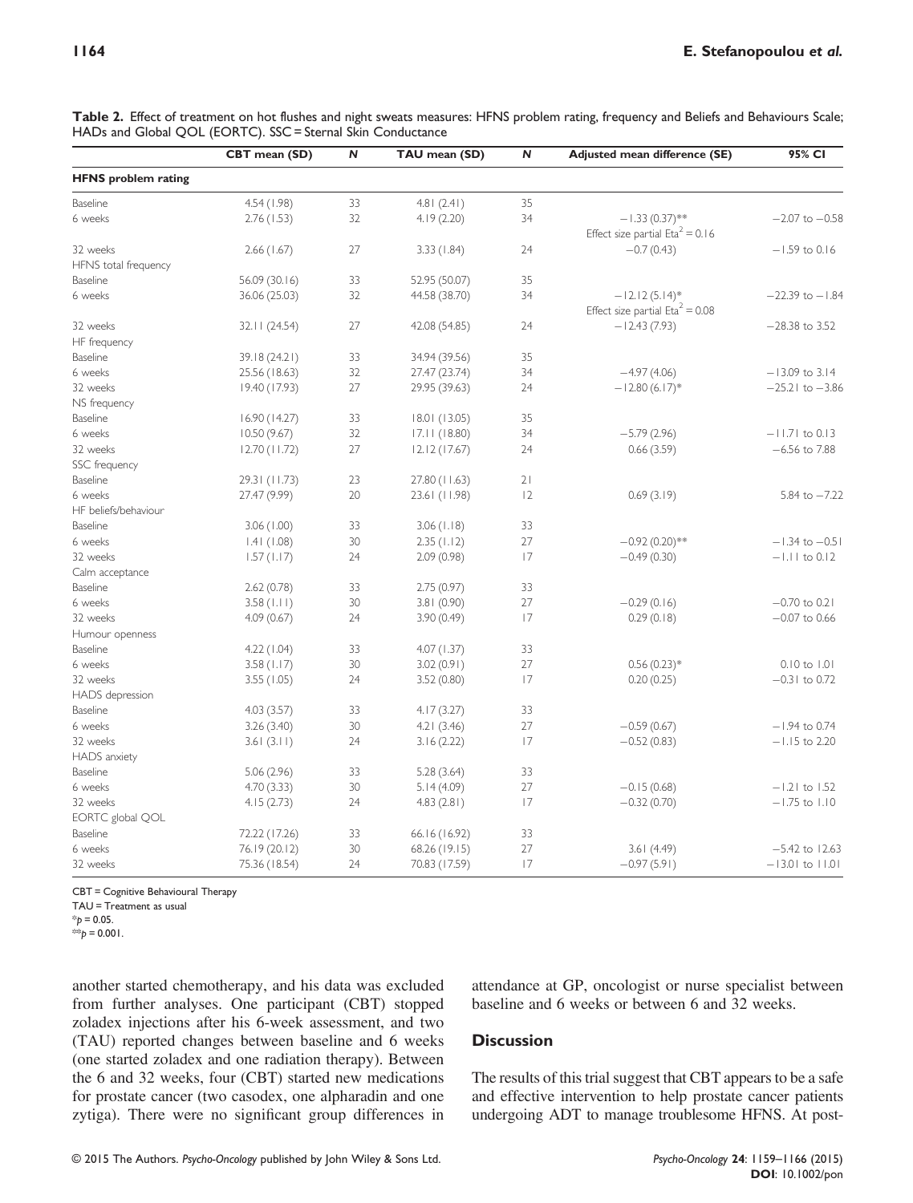**Table 2.** Effect of treatment on hot flushes and night sweats measures: HFNS problem rating, frequency and Beliefs and Behaviours Scale; HADs and Global QOL (EORTC). SSC = Sternal Skin Conductance

| | CBT mean (SD) | N | TAU mean (SD) | N | Adjusted mean difference (SE) | 95% CI |
|---|---|---|---|---|---|---|
| **HFNS problem rating** | | | | | | |
| Baseline | 4.54 (1.98) | 33 | 4.81 (2.41) | 35 | | |
| 6 weeks | 2.76 (1.53) | 32 | 4.19 (2.20) | 34 | −1.33 (0.37)** Effect size partial Eta$^2$ = 0.16 | −2.07 to −0.58 |
| 32 weeks | 2.66 (1.67) | 27 | 3.33 (1.84) | 24 | −0.7 (0.43) | −1.59 to 0.16 |
| HFNS total frequency | | | | | | |
| Baseline | 56.09 (30.16) | 33 | 52.95 (50.07) | 35 | | |
| 6 weeks | 36.06 (25.03) | 32 | 44.58 (38.70) | 34 | −12.12 (5.14)* Effect size partial Eta$^2$ = 0.08 | −22.39 to −1.84 |
| 32 weeks | 32.11 (24.54) | 27 | 42.08 (54.85) | 24 | −12.43 (7.93) | −28.38 to 3.52 |
| HF frequency | | | | | | |
| Baseline | 39.18 (24.21) | 33 | 34.94 (39.56) | 35 | | |
| 6 weeks | 25.56 (18.63) | 32 | 27.47 (23.74) | 34 | −4.97 (4.06) | −13.09 to 3.14 |
| 32 weeks | 19.40 (17.93) | 27 | 29.95 (39.63) | 24 | −12.80 (6.17)* | −25.21 to −3.86 |
| NS frequency | | | | | | |
| Baseline | 16.90 (14.27) | 33 | 18.01 (13.05) | 35 | | |
| 6 weeks | 10.50 (9.67) | 32 | 17.11 (18.80) | 34 | −5.79 (2.96) | −11.71 to 0.13 |
| 32 weeks | 12.70 (11.72) | 27 | 12.12 (17.67) | 24 | 0.66 (3.59) | −6.56 to 7.88 |
| SSC frequency | | | | | | |
| Baseline | 29.31 (11.73) | 23 | 27.80 (11.63) | 21 | | |
| 6 weeks | 27.47 (9.99) | 20 | 23.61 (11.98) | 12 | 0.69 (3.19) | 5.84 to −7.22 |
| HF beliefs/behaviour | | | | | | |
| Baseline | 3.06 (1.00) | 33 | 3.06 (1.18) | 33 | | |
| 6 weeks | 1.41 (1.08) | 30 | 2.35 (1.12) | 27 | −0.92 (0.20)** | −1.34 to −0.51 |
| 32 weeks | 1.57 (1.17) | 24 | 2.09 (0.98) | 17 | −0.49 (0.30) | −1.11 to 0.12 |
| Calm acceptance | | | | | | |
| Baseline | 2.62 (0.78) | 33 | 2.75 (0.97) | 33 | | |
| 6 weeks | 3.58 (1.11) | 30 | 3.81 (0.90) | 27 | −0.29 (0.16) | −0.70 to 0.21 |
| 32 weeks | 4.09 (0.67) | 24 | 3.90 (0.49) | 17 | 0.29 (0.18) | −0.07 to 0.66 |
| Humour openness | | | | | | |
| Baseline | 4.22 (1.04) | 33 | 4.07 (1.37) | 33 | | |
| 6 weeks | 3.58 (1.17) | 30 | 3.02 (0.91) | 27 | 0.56 (0.23)* | 0.10 to 1.01 |
| 32 weeks | 3.55 (1.05) | 24 | 3.52 (0.80) | 17 | 0.20 (0.25) | −0.31 to 0.72 |
| HADS depression | | | | | | |
| Baseline | 4.03 (3.57) | 33 | 4.17 (3.27) | 33 | | |
| 6 weeks | 3.26 (3.40) | 30 | 4.21 (3.46) | 27 | −0.59 (0.67) | −1.94 to 0.74 |
| 32 weeks | 3.61 (3.11) | 24 | 3.16 (2.22) | 17 | −0.52 (0.83) | −1.15 to 2.20 |
| HADS anxiety | | | | | | |
| Baseline | 5.06 (2.96) | 33 | 5.28 (3.64) | 33 | | |
| 6 weeks | 4.70 (3.33) | 30 | 5.14 (4.09) | 27 | −0.15 (0.68) | −1.21 to 1.52 |
| 32 weeks | 4.15 (2.73) | 24 | 4.83 (2.81) | 17 | −0.32 (0.70) | −1.75 to 1.10 |
| EORTC global QOL | | | | | | |
| Baseline | 72.22 (17.26) | 33 | 66.16 (16.92) | 33 | | |
| 6 weeks | 76.19 (20.12) | 30 | 68.26 (19.15) | 27 | 3.61 (4.49) | −5.42 to 12.63 |
| 32 weeks | 75.36 (18.54) | 24 | 70.83 (17.59) | 17 | −0.97 (5.91) | −13.01 to 11.01 |

CBT = Cognitive Behavioural Therapy
TAU = Treatment as usual
*$p$ = 0.05.
**$p$ = 0.001.

another started chemotherapy, and his data was excluded from further analyses. One participant (CBT) stopped zoladex injections after his 6-week assessment, and two (TAU) reported changes between baseline and 6 weeks (one started zoladex and one radiation therapy). Between the 6 and 32 weeks, four (CBT) started new medications for prostate cancer (two casodex, one alpharadin and one zytiga). There were no significant group differences in attendance at GP, oncologist or nurse specialist between baseline and 6 weeks or between 6 and 32 weeks.

## Discussion

The results of this trial suggest that CBT appears to be a safe and effective intervention to help prostate cancer patients undergoing ADT to manage troublesome HFNS. At post-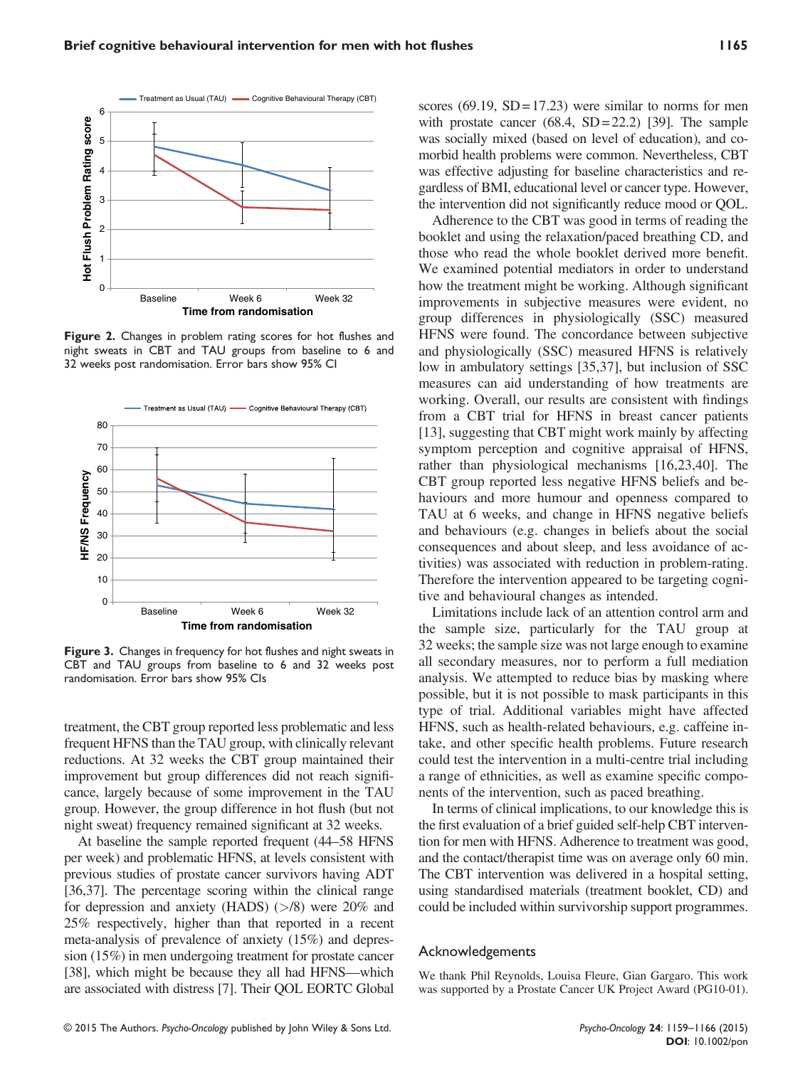Figure 2. Changes in problem rating scores for hot flushes and night sweats in CBT and TAU groups from baseline to 6 and 32 weeks post randomisation. Error bars show 95% CI

Figure 3. Changes in frequency for hot flushes and night sweats in CBT and TAU groups from baseline to 6 and 32 weeks post randomisation. Error bars show 95% CIs

treatment, the CBT group reported less problematic and less frequent HFNS than the TAU group, with clinically relevant reductions. At 32 weeks the CBT group maintained their improvement but group differences did not reach significance, largely because of some improvement in the TAU group. However, the group difference in hot flush (but not night sweat) frequency remained significant at 32 weeks.

At baseline the sample reported frequent (44–58 HFNS per week) and problematic HFNS, at levels consistent with previous studies of prostate cancer survivors having ADT [36,37]. The percentage scoring within the clinical range for depression and anxiety (HADS) (>/8) were 20% and 25% respectively, higher than that reported in a recent meta-analysis of prevalence of anxiety (15%) and depression (15%) in men undergoing treatment for prostate cancer [38], which might be because they all had HFNS—which are associated with distress [7]. Their QOL EORTC Global scores (69.19, SD = 17.23) were similar to norms for men with prostate cancer (68.4, SD = 22.2) [39]. The sample was socially mixed (based on level of education), and co-morbid health problems were common. Nevertheless, CBT was effective adjusting for baseline characteristics and regardless of BMI, educational level or cancer type. However, the intervention did not significantly reduce mood or QOL.

Adherence to the CBT was good in terms of reading the booklet and using the relaxation/paced breathing CD, and those who read the whole booklet derived more benefit. We examined potential mediators in order to understand how the treatment might be working. Although significant improvements in subjective measures were evident, no group differences in physiologically (SSC) measured HFNS were found. The concordance between subjective and physiologically (SSC) measured HFNS is relatively low in ambulatory settings [35,37], but inclusion of SSC measures can aid understanding of how treatments are working. Overall, our results are consistent with findings from a CBT trial for HFNS in breast cancer patients [13], suggesting that CBT might work mainly by affecting symptom perception and cognitive appraisal of HFNS, rather than physiological mechanisms [16,23,40]. The CBT group reported less negative HFNS beliefs and behaviours and more humour and openness compared to TAU at 6 weeks, and change in HFNS negative beliefs and behaviours (e.g. changes in beliefs about the social consequences and about sleep, and less avoidance of activities) was associated with reduction in problem-rating. Therefore the intervention appeared to be targeting cognitive and behavioural changes as intended.

Limitations include lack of an attention control arm and the sample size, particularly for the TAU group at 32 weeks; the sample size was not large enough to examine all secondary measures, nor to perform a full mediation analysis. We attempted to reduce bias by masking where possible, but it is not possible to mask participants in this type of trial. Additional variables might have affected HFNS, such as health-related behaviours, e.g. caffeine intake, and other specific health problems. Future research could test the intervention in a multi-centre trial including a range of ethnicities, as well as examine specific components of the intervention, such as paced breathing.

In terms of clinical implications, to our knowledge this is the first evaluation of a brief guided self-help CBT intervention for men with HFNS. Adherence to treatment was good, and the contact/therapist time was on average only 60 min. The CBT intervention was delivered in a hospital setting, using standardised materials (treatment booklet, CD) and could be included within survivorship support programmes.

## Acknowledgements

We thank Phil Reynolds, Louisa Fleure, Gian Gargaro. This work was supported by a Prostate Cancer UK Project Award (PG10-01).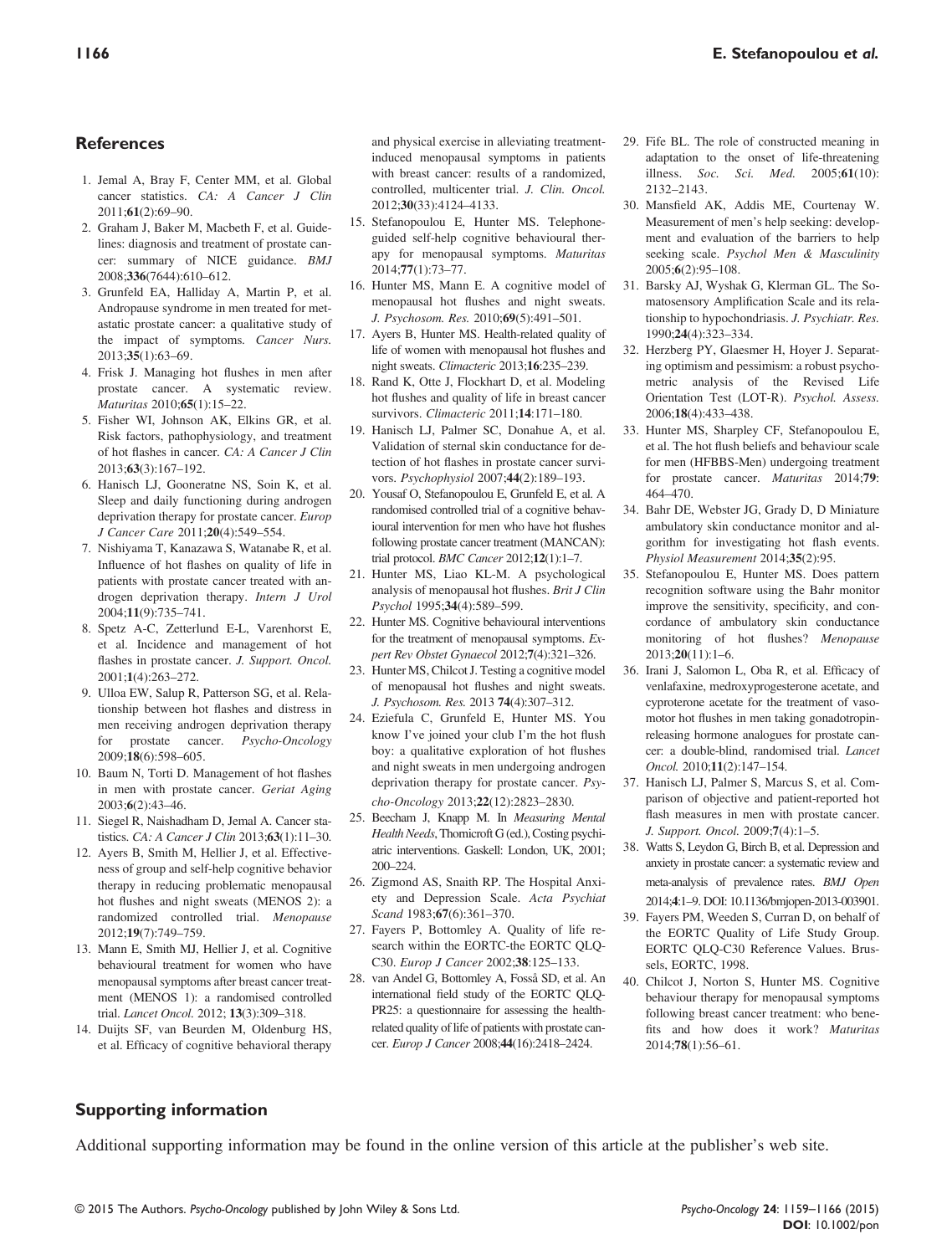## References

1. Jemal A, Bray F, Center MM, et al. Global cancer statistics. *CA: A Cancer J Clin* 2011;**61**(2):69–90.
2. Graham J, Baker M, Macbeth F, et al. Guidelines: diagnosis and treatment of prostate cancer: summary of NICE guidance. *BMJ* 2008;**336**(7644):610–612.
3. Grunfeld EA, Halliday A, Martin P, et al. Andropause syndrome in men treated for metastatic prostate cancer: a qualitative study of the impact of symptoms. *Cancer Nurs.* 2013;**35**(1):63–69.
4. Frisk J. Managing hot flushes in men after prostate cancer. A systematic review. *Maturitas* 2010;**65**(1):15–22.
5. Fisher WI, Johnson AK, Elkins GR, et al. Risk factors, pathophysiology, and treatment of hot flashes in cancer. *CA: A Cancer J Clin* 2013;**63**(3):167–192.
6. Hanisch LJ, Gooneratne NS, Soin K, et al. Sleep and daily functioning during androgen deprivation therapy for prostate cancer. *Europ J Cancer Care* 2011;**20**(4):549–554.
7. Nishiyama T, Kanazawa S, Watanabe R, et al. Influence of hot flashes on quality of life in patients with prostate cancer treated with androgen deprivation therapy. *Intern J Urol* 2004;**11**(9):735–741.
8. Spetz A-C, Zetterlund E-L, Varenhorst E, et al. Incidence and management of hot flashes in prostate cancer. *J. Support. Oncol.* 2001;**1**(4):263–272.
9. Ulloa EW, Salup R, Patterson SG, et al. Relationship between hot flashes and distress in men receiving androgen deprivation therapy for prostate cancer. *Psycho-Oncology* 2009;**18**(6):598–605.
10. Baum N, Torti D. Management of hot flashes in men with prostate cancer. *Geriat Aging* 2003;**6**(2):43–46.
11. Siegel R, Naishadham D, Jemal A. Cancer statistics. *CA: A Cancer J Clin* 2013;**63**(1):11–30.
12. Ayers B, Smith M, Hellier J, et al. Effectiveness of group and self-help cognitive behavior therapy in reducing problematic menopausal hot flushes and night sweats (MENOS 2): a randomized controlled trial. *Menopause* 2012;**19**(7):749–759.
13. Mann E, Smith MJ, Hellier J, et al. Cognitive behavioural treatment for women who have menopausal symptoms after breast cancer treatment (MENOS 1): a randomised controlled trial. *Lancet Oncol.* 2012; **13**(3):309–318.
14. Duijts SF, van Beurden M, Oldenburg HS, et al. Efficacy of cognitive behavioral therapy and physical exercise in alleviating treatment-induced menopausal symptoms in patients with breast cancer: results of a randomized, controlled, multicenter trial. *J. Clin. Oncol.* 2012;**30**(33):4124–4133.
15. Stefanopoulou E, Hunter MS. Telephone-guided self-help cognitive behavioural therapy for menopausal symptoms. *Maturitas* 2014;**77**(1):73–77.
16. Hunter MS, Mann E. A cognitive model of menopausal hot flushes and night sweats. *J. Psychosom. Res.* 2010;**69**(5):491–501.
17. Ayers B, Hunter MS. Health-related quality of life of women with menopausal hot flushes and night sweats. *Climacteric* 2013;**16**:235–239.
18. Rand K, Otte J, Flockhart D, et al. Modeling hot flushes and quality of life in breast cancer survivors. *Climacteric* 2011;**14**:171–180.
19. Hanisch LJ, Palmer SC, Donahue A, et al. Validation of sternal skin conductance for detection of hot flashes in prostate cancer survivors. *Psychophysiol* 2007;**44**(2):189–193.
20. Yousaf O, Stefanopoulou E, Grunfeld E, et al. A randomised controlled trial of a cognitive behavioural intervention for men who have hot flushes following prostate cancer treatment (MANCAN): trial protocol. *BMC Cancer* 2012;**12**(1):1–7.
21. Hunter MS, Liao KL-M. A psychological analysis of menopausal hot flushes. *Brit J Clin Psychol* 1995;**34**(4):589–599.
22. Hunter MS. Cognitive behavioural interventions for the treatment of menopausal symptoms. *Expert Rev Obstet Gynaecol* 2012;**7**(4):321–326.
23. Hunter MS, Chilcot J. Testing a cognitive model of menopausal hot flushes and night sweats. *J. Psychosom. Res.* 2013 **74**(4):307–312.
24. Eziefula C, Grunfeld E, Hunter MS. You know I've joined your club I'm the hot flush boy: a qualitative exploration of hot flushes and night sweats in men undergoing androgen deprivation therapy for prostate cancer. *Psycho-Oncology* 2013;**22**(12):2823–2830.
25. Beecham J, Knapp M. In *Measuring Mental Health Needs*, Thornicroft G (ed.), Costing psychiatric interventions. Gaskell: London, UK, 2001; 200–224.
26. Zigmond AS, Snaith RP. The Hospital Anxiety and Depression Scale. *Acta Psychiat Scand* 1983;**67**(6):361–370.
27. Fayers P, Bottomley A. Quality of life research within the EORTC-the EORTC QLQ-C30. *Europ J Cancer* 2002;**38**:125–133.
28. van Andel G, Bottomley A, Fosså SD, et al. An international field study of the EORTC QLQ-PR25: a questionnaire for assessing the health-related quality of life of patients with prostate cancer. *Europ J Cancer* 2008;**44**(16):2418–2424.
29. Fife BL. The role of constructed meaning in adaptation to the onset of life-threatening illness. *Soc. Sci. Med.* 2005;**61**(10): 2132–2143.
30. Mansfield AK, Addis ME, Courtenay W. Measurement of men's help seeking: development and evaluation of the barriers to help seeking scale. *Psychol Men & Masculinity* 2005;**6**(2):95–108.
31. Barsky AJ, Wyshak G, Klerman GL. The Somatosensory Amplification Scale and its relationship to hypochondriasis. *J. Psychiatr. Res.* 1990;**24**(4):323–334.
32. Herzberg PY, Glaesmer H, Hoyer J. Separating optimism and pessimism: a robust psychometric analysis of the Revised Life Orientation Test (LOT-R). *Psychol. Assess.* 2006;**18**(4):433–438.
33. Hunter MS, Sharpley CF, Stefanopoulou E, et al. The hot flush beliefs and behaviour scale for men (HFBBS-Men) undergoing treatment for prostate cancer. *Maturitas* 2014;**79**: 464–470.
34. Bahr DE, Webster JG, Grady D, D Miniature ambulatory skin conductance monitor and algorithm for investigating hot flash events. *Physiol Measurement* 2014;**35**(2):95.
35. Stefanopoulou E, Hunter MS. Does pattern recognition software using the Bahr monitor improve the sensitivity, specificity, and concordance of ambulatory skin conductance monitoring of hot flushes? *Menopause* 2013;**20**(11):1–6.
36. Irani J, Salomon L, Oba R, et al. Efficacy of venlafaxine, medroxyprogesterone acetate, and cyproterone acetate for the treatment of vasomotor hot flushes in men taking gonadotropin-releasing hormone analogues for prostate cancer: a double-blind, randomised trial. *Lancet Oncol.* 2010;**11**(2):147–154.
37. Hanisch LJ, Palmer S, Marcus S, et al. Comparison of objective and patient-reported hot flash measures in men with prostate cancer. *J. Support. Oncol.* 2009;**7**(4):1–5.
38. Watts S, Leydon G, Birch B, et al. Depression and anxiety in prostate cancer: a systematic review and meta-analysis of prevalence rates. *BMJ Open* 2014;**4**:1–9. DOI: 10.1136/bmjopen-2013-003901.
39. Fayers PM, Weeden S, Curran D, on behalf of the EORTC Quality of Life Study Group. EORTC QLQ-C30 Reference Values. Brussels, EORTC, 1998.
40. Chilcot J, Norton S, Hunter MS. Cognitive behaviour therapy for menopausal symptoms following breast cancer treatment: who benefits and how does it work? *Maturitas* 2014;**78**(1):56–61.

## Supporting information

Additional supporting information may be found in the online version of this article at the publisher's web site.

© 2015 The Authors. *Psycho-Oncology* published by John Wiley & Sons Ltd.